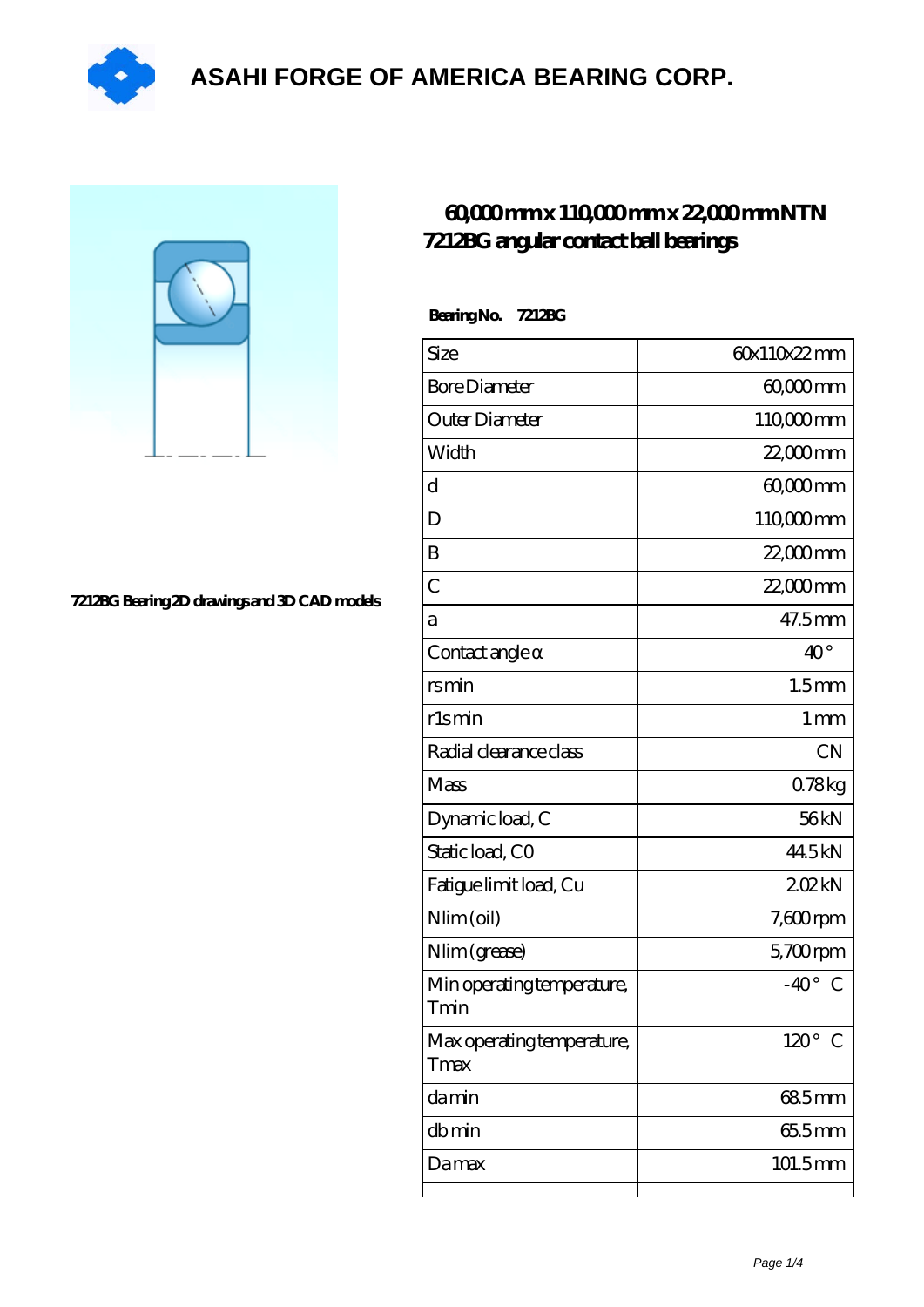# ASAHI FORGE OF AMERICA BEARING CORP.

## 60,000 mm x 110,000 mm x 22,000 mm NTN 7212BG angular contact ball bearings

7212BG Bearing 2D drawings and 3D CAD models

**Bearing No. 7212BG**

| Size | 60x110x22 mm |
|---|---|
| Bore Diameter | 60,000 mm |
| Outer Diameter | 110,000 mm |
| Width | 22,000 mm |
| d | 60,000 mm |
| D | 110,000 mm |
| B | 22,000 mm |
| C | 22,000 mm |
| a | 47.5 mm |
| Contact angle α | 40 ° |
| rs min | 1.5 mm |
| r1s min | 1 mm |
| Radial clearance class | CN |
| Mass | 0.78 kg |
| Dynamic load, C | 56 kN |
| Static load, C0 | 44.5 kN |
| Fatigue limit load, Cu | 2.02 kN |
| Nlim (oil) | 7,600 rpm |
| Nlim (grease) | 5,700 rpm |
| Min operating temperature, Tmin | -40 ° C |
| Max operating temperature, Tmax | 120 ° C |
| da min | 68.5 mm |
| db min | 65.5 mm |
| Da max | 101.5 mm |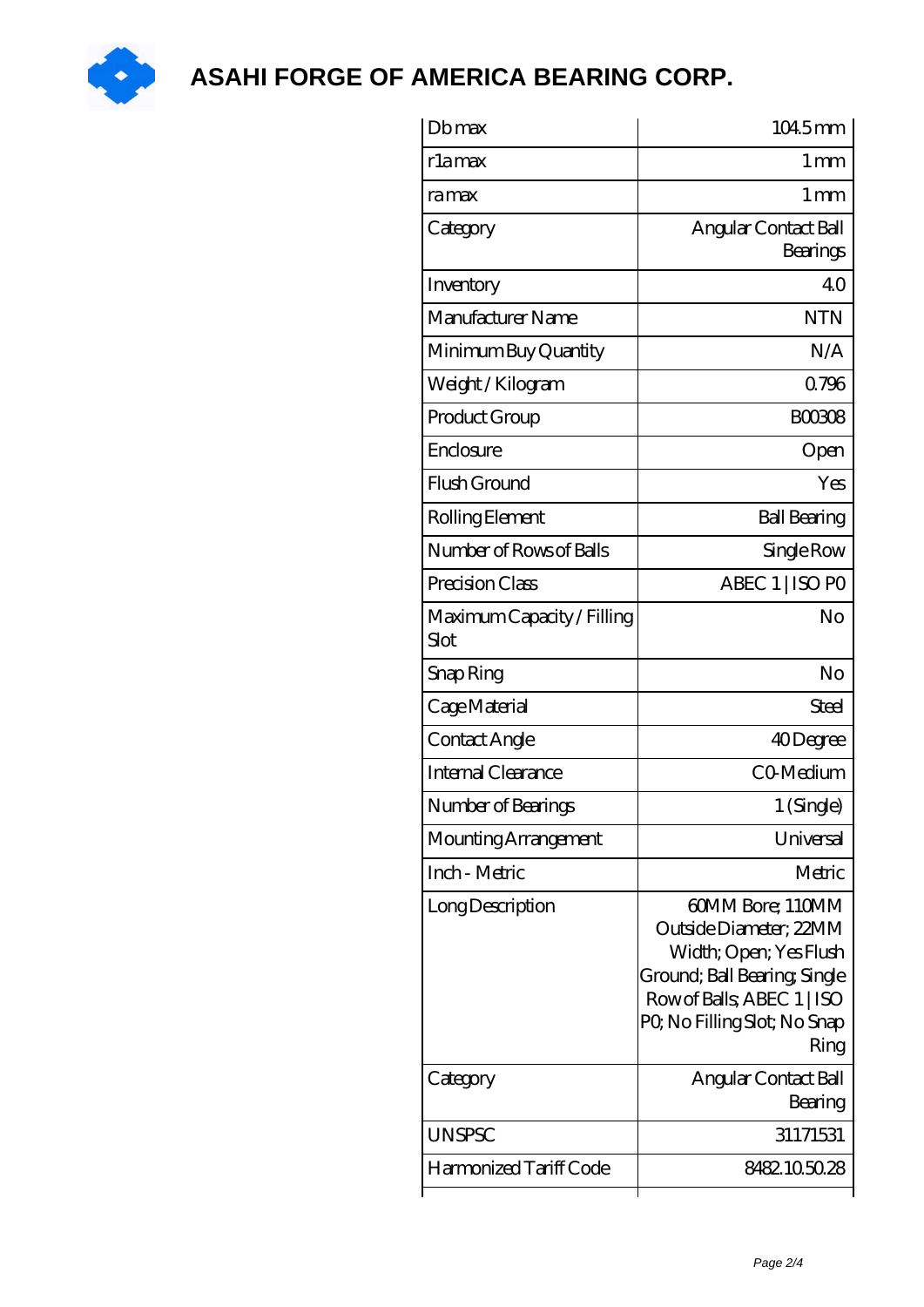# ASAHI FORGE OF AMERICA BEARING CORP.

| Db max | 104.5 mm |
|---|---|
| r1a max | 1 mm |
| ra max | 1 mm |
| Category | Angular Contact Ball Bearings |
| Inventory | 4.0 |
| Manufacturer Name | NTN |
| Minimum Buy Quantity | N/A |
| Weight / Kilogram | 0.796 |
| Product Group | B00308 |
| Enclosure | Open |
| Flush Ground | Yes |
| Rolling Element | Ball Bearing |
| Number of Rows of Balls | Single Row |
| Precision Class | ABEC 1 \| ISO P0 |
| Maximum Capacity / Filling Slot | No |
| Snap Ring | No |
| Cage Material | Steel |
| Contact Angle | 40 Degree |
| Internal Clearance | C0-Medium |
| Number of Bearings | 1 (Single) |
| Mounting Arrangement | Universal |
| Inch - Metric | Metric |
| Long Description | 60MM Bore; 110MM Outside Diameter; 22MM Width; Open; Yes Flush Ground; Ball Bearing; Single Row of Balls; ABEC 1 \| ISO P0; No Filling Slot; No Snap Ring |
| Category | Angular Contact Ball Bearing |
| UNSPSC | 31171531 |
| Harmonized Tariff Code | 8482.10.50.28 |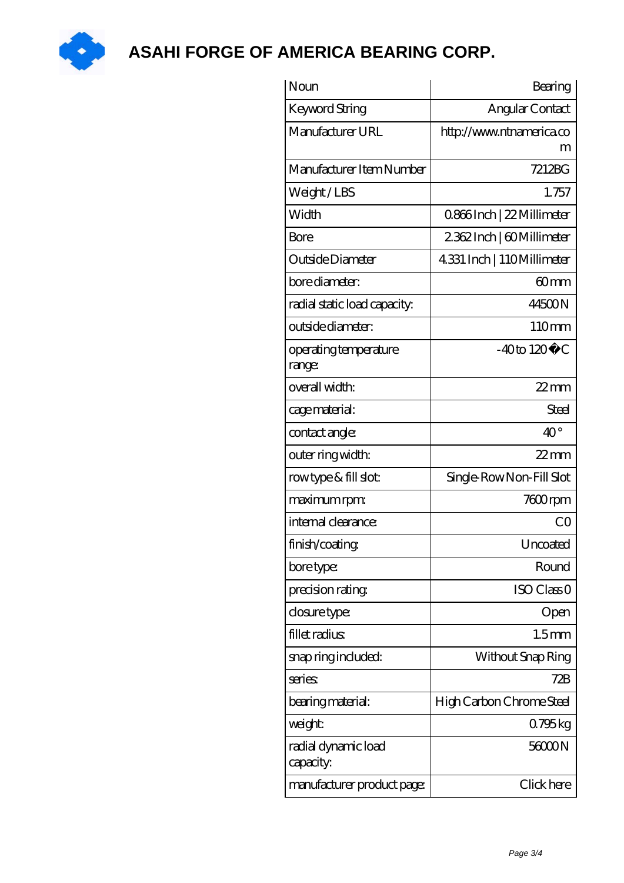# ASAHI FORGE OF AMERICA BEARING CORP.

| Noun | Bearing |
|---|---|
| Keyword String | Angular Contact |
| Manufacturer URL | http://www.ntnamerica.com |
| Manufacturer Item Number | 7212BG |
| Weight / LBS | 1.757 |
| Width | 0.866 Inch \| 22 Millimeter |
| Bore | 2.362 Inch \| 60 Millimeter |
| Outside Diameter | 4.331 Inch \| 110 Millimeter |
| bore diameter: | 60 mm |
| radial static load capacity: | 44500 N |
| outside diameter: | 110 mm |
| operating temperature range: | -40 to 120 �C |
| overall width: | 22 mm |
| cage material: | Steel |
| contact angle: | 40 ° |
| outer ring width: | 22 mm |
| row type & fill slot: | Single-Row Non-Fill Slot |
| maximum rpm: | 7600 rpm |
| internal clearance: | C0 |
| finish/coating: | Uncoated |
| bore type: | Round |
| precision rating: | ISO Class 0 |
| closure type: | Open |
| fillet radius: | 1.5 mm |
| snap ring included: | Without Snap Ring |
| series: | 72B |
| bearing material: | High Carbon Chrome Steel |
| weight: | 0.795 kg |
| radial dynamic load capacity: | 56000 N |
| manufacturer product page: | Click here |